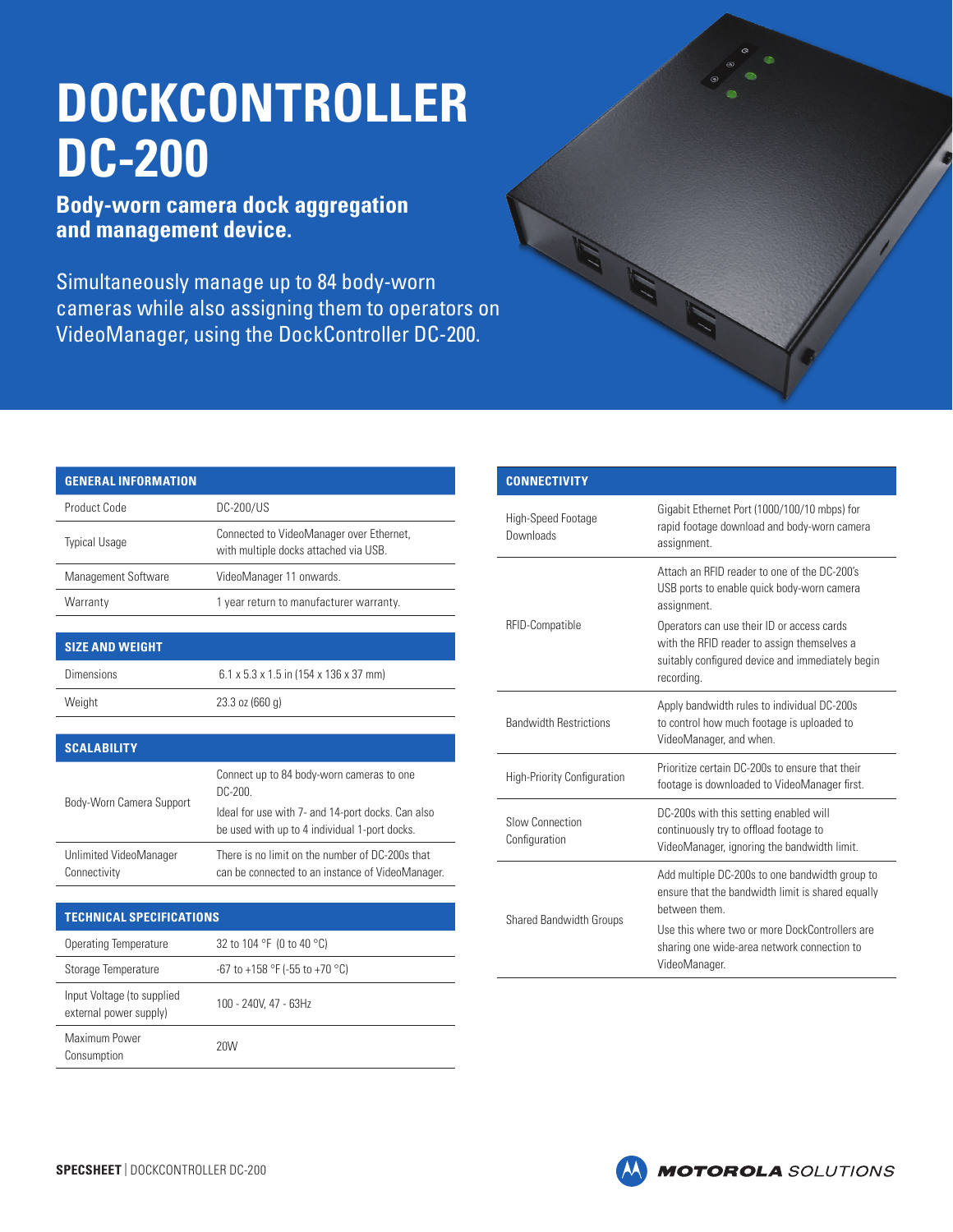# DOCKCONTROLLER DC-200

## Body-worn camera dock aggregation and management device.

Simultaneously manage up to 84 body-worn cameras while also assigning them to operators on VideoManager, using the DockController DC-200.

| GENERAL INFORMATION | |
|---|---|
| Product Code | DC-200/US |
| Typical Usage | Connected to VideoManager over Ethernet, with multiple docks attached via USB. |
| Management Software | VideoManager 11 onwards. |
| Warranty | 1 year return to manufacturer warranty. |

| SIZE AND WEIGHT | |
|---|---|
| Dimensions | 6.1 x 5.3 x 1.5 in (154 x 136 x 37 mm) |
| Weight | 23.3 oz (660 g) |

| SCALABILITY | |
|---|---|
| Body-Worn Camera Support | Connect up to 84 body-worn cameras to one DC-200.<br>Ideal for use with 7- and 14-port docks. Can also be used with up to 4 individual 1-port docks. |
| Unlimited VideoManager Connectivity | There is no limit on the number of DC-200s that can be connected to an instance of VideoManager. |

| TECHNICAL SPECIFICATIONS | |
|---|---|
| Operating Temperature | 32 to 104 °F (0 to 40 °C) |
| Storage Temperature | -67 to +158 °F (-55 to +70 °C) |
| Input Voltage (to supplied external power supply) | 100 - 240V, 47 - 63Hz |
| Maximum Power Consumption | 20W |

| CONNECTIVITY | |
|---|---|
| High-Speed Footage Downloads | Gigabit Ethernet Port (1000/100/10 mbps) for rapid footage download and body-worn camera assignment. |
| RFID-Compatible | Attach an RFID reader to one of the DC-200's USB ports to enable quick body-worn camera assignment.<br>Operators can use their ID or access cards with the RFID reader to assign themselves a suitably configured device and immediately begin recording. |
| Bandwidth Restrictions | Apply bandwidth rules to individual DC-200s to control how much footage is uploaded to VideoManager, and when. |
| High-Priority Configuration | Prioritize certain DC-200s to ensure that their footage is downloaded to VideoManager first. |
| Slow Connection Configuration | DC-200s with this setting enabled will continuously try to offload footage to VideoManager, ignoring the bandwidth limit. |
| Shared Bandwidth Groups | Add multiple DC-200s to one bandwidth group to ensure that the bandwidth limit is shared equally between them.<br>Use this where two or more DockControllers are sharing one wide-area network connection to VideoManager. |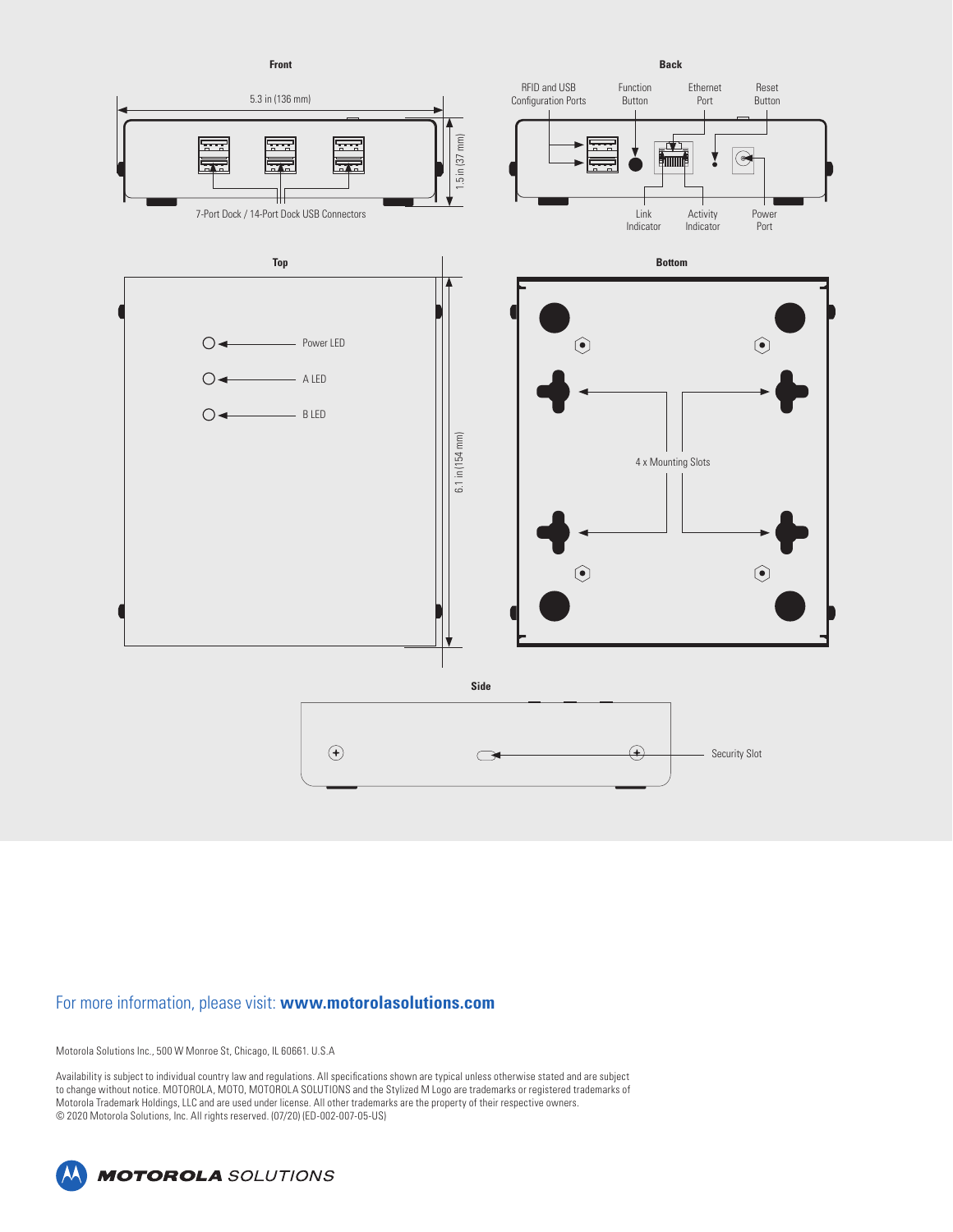**Front**

5.3 in (136 mm)

1.5 in (37 mm)

7-Port Dock / 14-Port Dock USB Connectors

**Back**

RFID and USB Configuration Ports

Function Button

Ethernet Port

Reset Button

Link Indicator

Activity Indicator

Power Port

**Top**

Power LED

A LED

B LED

6.1 in (154 mm)

**Bottom**

4 x Mounting Slots

**Side**

Security Slot

For more information, please visit: **www.motorolasolutions.com**

Motorola Solutions Inc., 500 W Monroe St, Chicago, IL 60661. U.S.A

Availability is subject to individual country law and regulations. All specifications shown are typical unless otherwise stated and are subject to change without notice. MOTOROLA, MOTO, MOTOROLA SOLUTIONS and the Stylized M Logo are trademarks or registered trademarks of Motorola Trademark Holdings, LLC and are used under license. All other trademarks are the property of their respective owners. © 2020 Motorola Solutions, Inc. All rights reserved. (07/20) (ED-002-007-05-US)

**MOTOROLA** SOLUTIONS